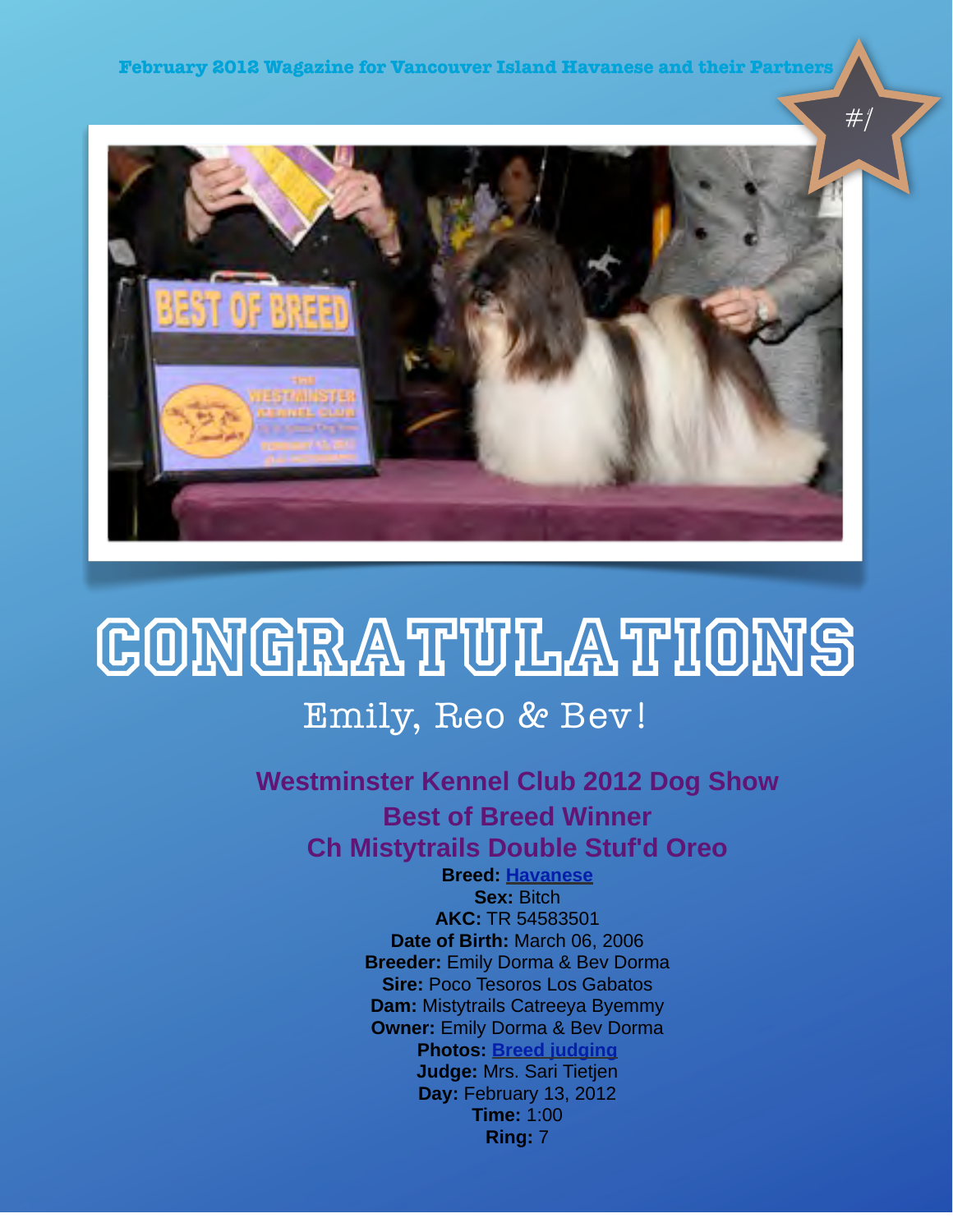February 2012 Wagazine for Vancouver Island Havanese and their Partners

#1

# CONGRATULATIONS

## Emily, Reo & Bev!

### Westminster Kennel Club 2012 Dog Show

### Best of Breed Winner

### Ch Mistytrails Double Stuf'd Oreo

**Breed:** Havanese
**Sex:** Bitch
**AKC:** TR 54583501
**Date of Birth:** March 06, 2006
**Breeder:** Emily Dorma & Bev Dorma
**Sire:** Poco Tesoros Los Gabatos
**Dam:** Mistytrails Catreeya Byemmy
**Owner:** Emily Dorma & Bev Dorma
**Photos:** Breed judging
**Judge:** Mrs. Sari Tietjen
**Day:** February 13, 2012
**Time:** 1:00
**Ring:** 7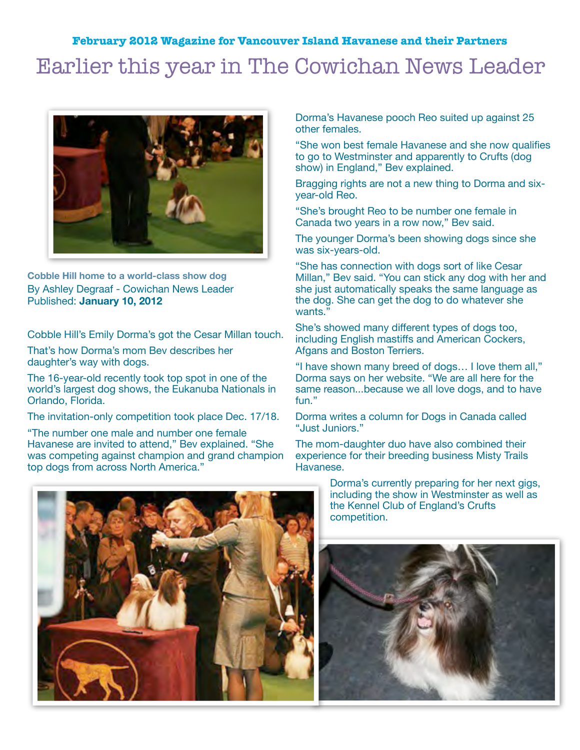**February 2012 Wagazine for Vancouver Island Havanese and their Partners**

# Earlier this year in The Cowichan News Leader

**Cobble Hill home to a world-class show dog**
By Ashley Degraaf - Cowichan News Leader
Published: **January 10, 2012**

Cobble Hill's Emily Dorma's got the Cesar Millan touch.

That's how Dorma's mom Bev describes her daughter's way with dogs.

The 16-year-old recently took top spot in one of the world's largest dog shows, the Eukanuba Nationals in Orlando, Florida.

The invitation-only competition took place Dec. 17/18.

"The number one male and number one female Havanese are invited to attend," Bev explained. "She was competing against champion and grand champion top dogs from across North America."

Dorma's Havanese pooch Reo suited up against 25 other females.

"She won best female Havanese and she now qualifies to go to Westminster and apparently to Crufts (dog show) in England," Bev explained.

Bragging rights are not a new thing to Dorma and six-year-old Reo.

"She's brought Reo to be number one female in Canada two years in a row now," Bev said.

The younger Dorma's been showing dogs since she was six-years-old.

"She has connection with dogs sort of like Cesar Millan," Bev said. "You can stick any dog with her and she just automatically speaks the same language as the dog. She can get the dog to do whatever she wants."

She's showed many different types of dogs too, including English mastiffs and American Cockers, Afgans and Boston Terriers.

"I have shown many breed of dogs… I love them all," Dorma says on her website. "We are all here for the same reason...because we all love dogs, and to have fun."

Dorma writes a column for Dogs in Canada called "Just Juniors."

The mom-daughter duo have also combined their experience for their breeding business Misty Trails Havanese.

Dorma's currently preparing for her next gigs, including the show in Westminster as well as the Kennel Club of England's Crufts competition.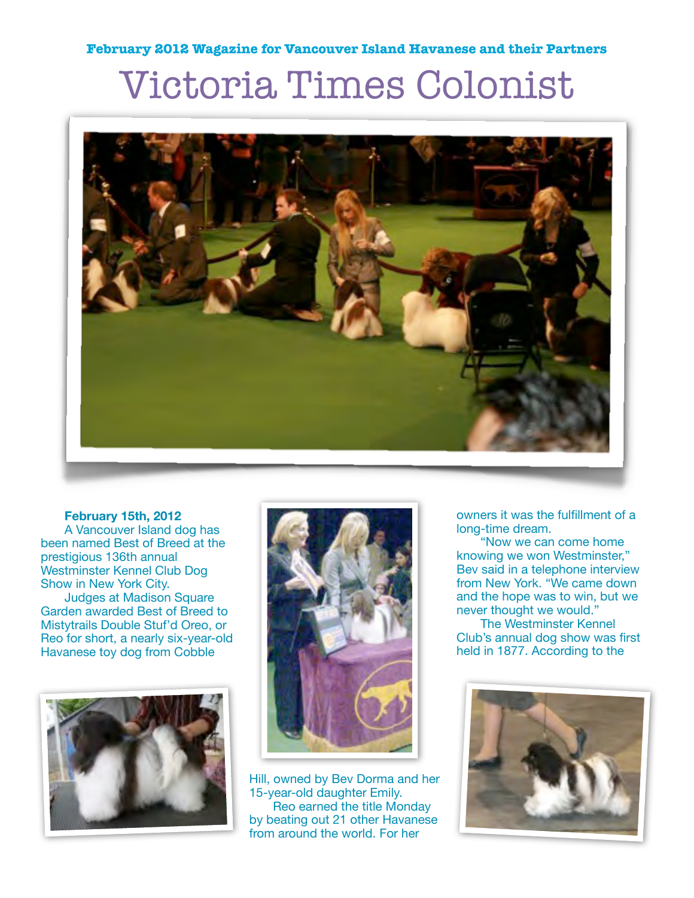**February 2012 Wagazine for Vancouver Island Havanese and their Partners**

# Victoria Times Colonist

**February 15th, 2012**

A Vancouver Island dog has been named Best of Breed at the prestigious 136th annual Westminster Kennel Club Dog Show in New York City.

Judges at Madison Square Garden awarded Best of Breed to Mistytrails Double Stuf'd Oreo, or Reo for short, a nearly six-year-old Havanese toy dog from Cobble Hill, owned by Bev Dorma and her 15-year-old daughter Emily.

Reo earned the title Monday by beating out 21 other Havanese from around the world. For her owners it was the fulfillment of a long-time dream.

"Now we can come home knowing we won Westminster," Bev said in a telephone interview from New York. "We came down and the hope was to win, but we never thought we would."

The Westminster Kennel Club's annual dog show was first held in 1877. According to the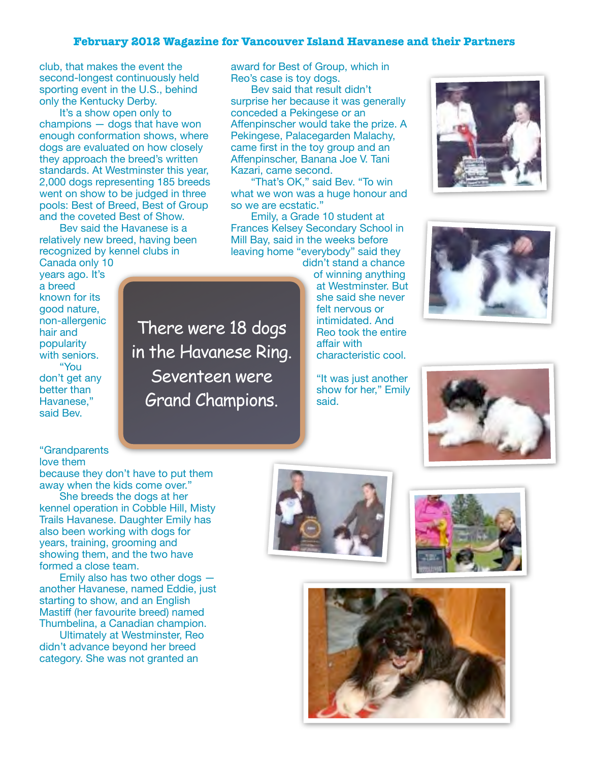club, that makes the event the second-longest continuously held sporting event in the U.S., behind only the Kentucky Derby.

It's a show open only to champions — dogs that have won enough conformation shows, where dogs are evaluated on how closely they approach the breed's written standards. At Westminster this year, 2,000 dogs representing 185 breeds went on show to be judged in three pools: Best of Breed, Best of Group and the coveted Best of Show.

Bev said the Havanese is a relatively new breed, having been recognized by kennel clubs in Canada only 10 years ago. It's a breed known for its good nature, non-allergenic hair and popularity with seniors.

"You don't get any better than Havanese," said Bev. "Grandparents love them because they don't have to put them away when the kids come over."

She breeds the dogs at her kennel operation in Cobble Hill, Misty Trails Havanese. Daughter Emily has also been working with dogs for years, training, grooming and showing them, and the two have formed a close team.

Emily also has two other dogs — another Havanese, named Eddie, just starting to show, and an English Mastiff (her favourite breed) named Thumbelina, a Canadian champion.

Ultimately at Westminster, Reo didn't advance beyond her breed category. She was not granted an award for Best of Group, which in Reo's case is toy dogs.

Bev said that result didn't surprise her because it was generally conceded a Pekingese or an Affenpinscher would take the prize. A Pekingese, Palacegarden Malachy, came first in the toy group and an Affenpinscher, Banana Joe V. Tani Kazari, came second.

"That's OK," said Bev. "To win what we won was a huge honour and so we are ecstatic."

Emily, a Grade 10 student at Frances Kelsey Secondary School in Mill Bay, said in the weeks before leaving home "everybody" said they didn't stand a chance of winning anything at Westminster. But she said she never felt nervous or intimidated. And Reo took the entire affair with characteristic cool.

"It was just another show for her," Emily said.

> There were 18 dogs in the Havanese Ring. Seventeen were Grand Champions.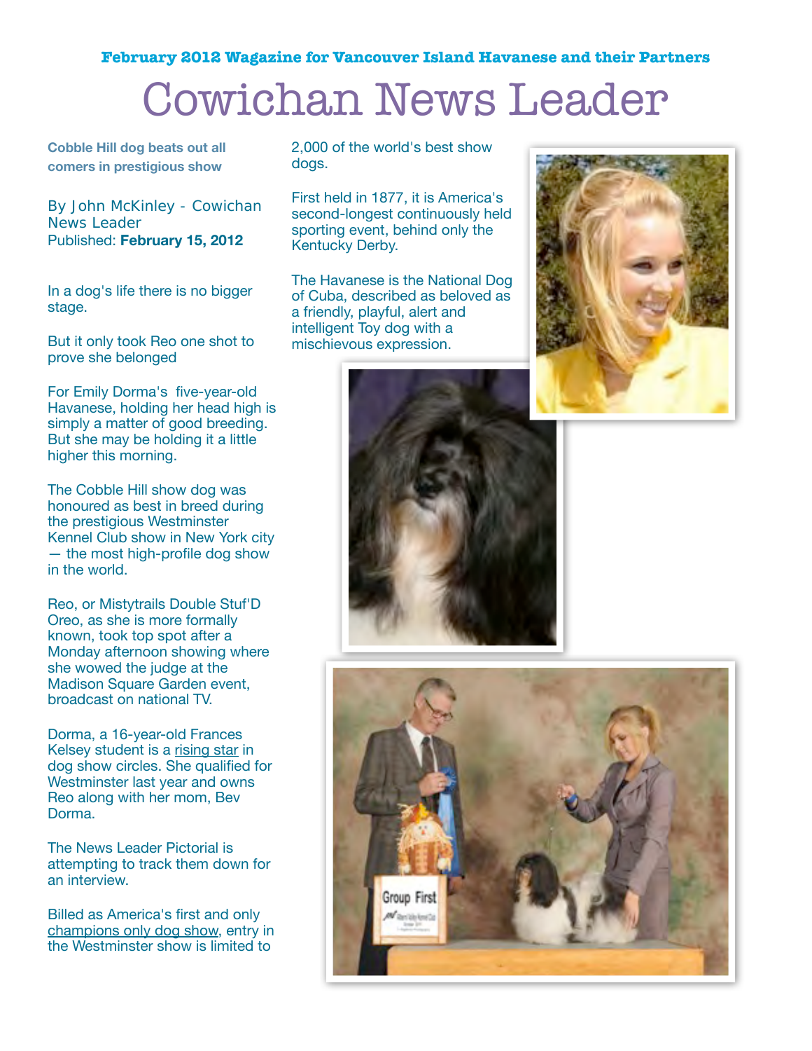February 2012 Wagazine for Vancouver Island Havanese and their Partners

# Cowichan News Leader

**Cobble Hill dog beats out all comers in prestigious show**

By John McKinley - Cowichan News Leader
Published: **February 15, 2012**

In a dog's life there is no bigger stage.

But it only took Reo one shot to prove she belonged

For Emily Dorma's five-year-old Havanese, holding her head high is simply a matter of good breeding. But she may be holding it a little higher this morning.

The Cobble Hill show dog was honoured as best in breed during the prestigious Westminster Kennel Club show in New York city — the most high-profile dog show in the world.

Reo, or Mistytrails Double Stuf'D Oreo, as she is more formally known, took top spot after a Monday afternoon showing where she wowed the judge at the Madison Square Garden event, broadcast on national TV.

Dorma, a 16-year-old Frances Kelsey student is a rising star in dog show circles. She qualified for Westminster last year and owns Reo along with her mom, Bev Dorma.

The News Leader Pictorial is attempting to track them down for an interview.

Billed as America's first and only champions only dog show, entry in the Westminster show is limited to 2,000 of the world's best show dogs.

First held in 1877, it is America's second-longest continuously held sporting event, behind only the Kentucky Derby.

The Havanese is the National Dog of Cuba, described as beloved as a friendly, playful, alert and intelligent Toy dog with a mischievous expression.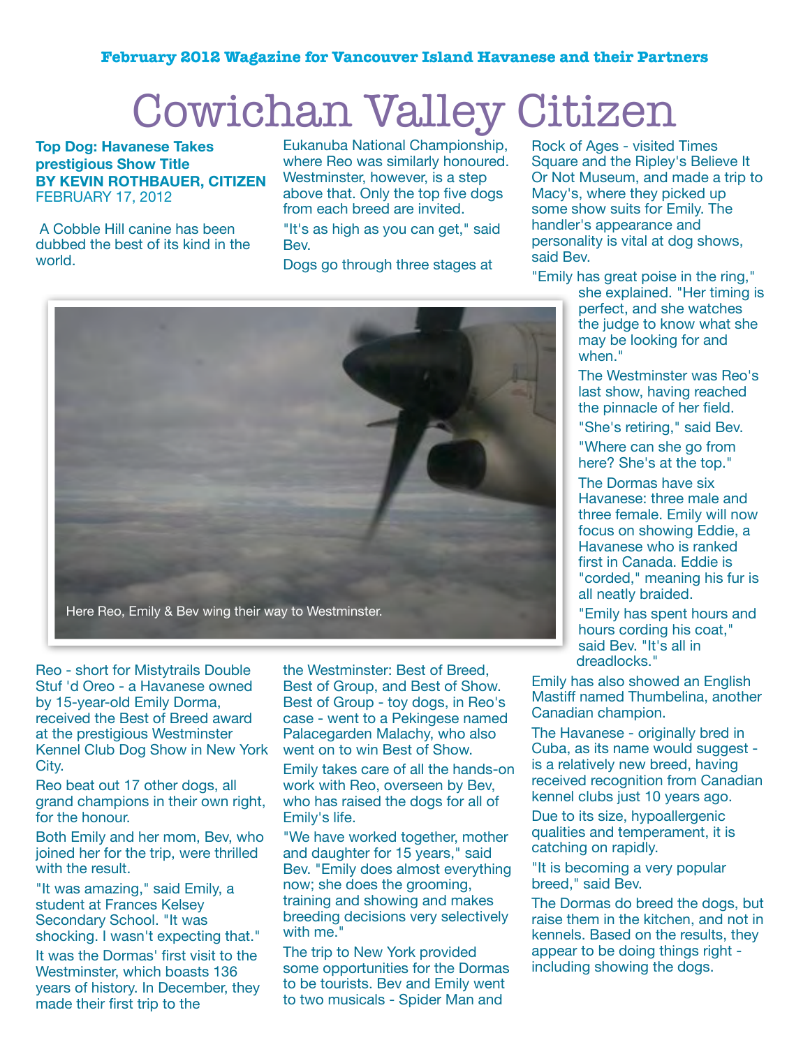February 2012 Wagazine for Vancouver Island Havanese and their Partners

# Cowichan Valley Citizen

**Top Dog: Havanese Takes prestigious Show Title**
**BY KEVIN ROTHBAUER, CITIZEN**
FEBRUARY 17, 2012

A Cobble Hill canine has been dubbed the best of its kind in the world.

Reo - short for Mistytrails Double Stuf 'd Oreo - a Havanese owned by 15-year-old Emily Dorma, received the Best of Breed award at the prestigious Westminster Kennel Club Dog Show in New York City.

Reo beat out 17 other dogs, all grand champions in their own right, for the honour.

Both Emily and her mom, Bev, who joined her for the trip, were thrilled with the result.

"It was amazing," said Emily, a student at Frances Kelsey Secondary School. "It was shocking. I wasn't expecting that."

It was the Dormas' first visit to the Westminster, which boasts 136 years of history. In December, they made their first trip to the Eukanuba National Championship, where Reo was similarly honoured. Westminster, however, is a step above that. Only the top five dogs from each breed are invited.

"It's as high as you can get," said Bev.

Dogs go through three stages at the Westminster: Best of Breed, Best of Group, and Best of Show. Best of Group - toy dogs, in Reo's case - went to a Pekingese named Palacegarden Malachy, who also went on to win Best of Show.

Emily takes care of all the hands-on work with Reo, overseen by Bev, who has raised the dogs for all of Emily's life.

"We have worked together, mother and daughter for 15 years," said Bev. "Emily does almost everything now; she does the grooming, training and showing and makes breeding decisions very selectively with me."

The trip to New York provided some opportunities for the Dormas to be tourists. Bev and Emily went to two musicals - Spider Man and Rock of Ages - visited Times Square and the Ripley's Believe It Or Not Museum, and made a trip to Macy's, where they picked up some show suits for Emily. The handler's appearance and personality is vital at dog shows, said Bev.

"Emily has great poise in the ring," she explained. "Her timing is perfect, and she watches the judge to know what she may be looking for and when."

The Westminster was Reo's last show, having reached the pinnacle of her field.

"She's retiring," said Bev.

"Where can she go from here? She's at the top."

The Dormas have six Havanese: three male and three female. Emily will now focus on showing Eddie, a Havanese who is ranked first in Canada. Eddie is "corded," meaning his fur is all neatly braided.

"Emily has spent hours and hours cording his coat," said Bev. "It's all in dreadlocks."

Emily has also showed an English Mastiff named Thumbelina, another Canadian champion.

The Havanese - originally bred in Cuba, as its name would suggest - is a relatively new breed, having received recognition from Canadian kennel clubs just 10 years ago.

Due to its size, hypoallergenic qualities and temperament, it is catching on rapidly.

"It is becoming a very popular breed," said Bev.

The Dormas do breed the dogs, but raise them in the kitchen, and not in kennels. Based on the results, they appear to be doing things right - including showing the dogs.

Here Reo, Emily & Bev wing their way to Westminster.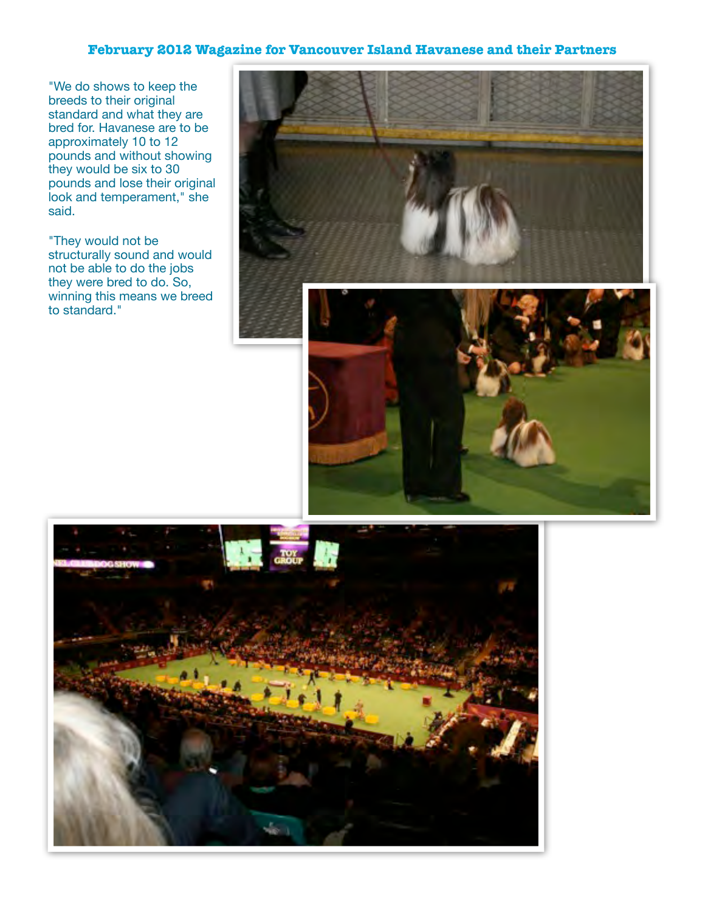"We do shows to keep the breeds to their original standard and what they are bred for. Havanese are to be approximately 10 to 12 pounds and without showing they would be six to 30 pounds and lose their original look and temperament," she said.

"They would not be structurally sound and would not be able to do the jobs they were bred to do. So, winning this means we breed to standard."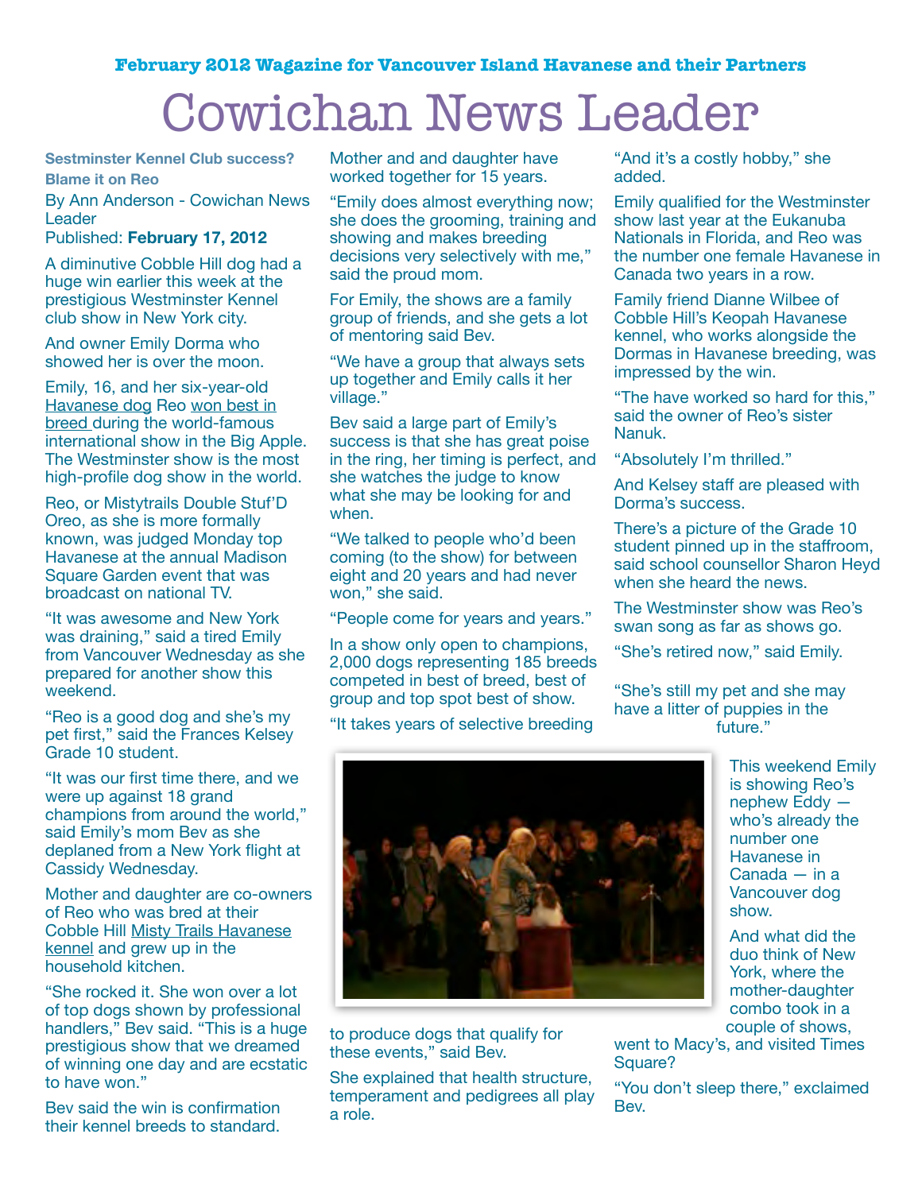February 2012 Wagazine for Vancouver Island Havanese and their Partners

# Cowichan News Leader

**Sestminster Kennel Club success? Blame it on Reo**

By Ann Anderson - Cowichan News Leader

Published: **February 17, 2012**

A diminutive Cobble Hill dog had a huge win earlier this week at the prestigious Westminster Kennel club show in New York city.

And owner Emily Dorma who showed her is over the moon.

Emily, 16, and her six-year-old Havanese dog Reo won best in breed during the world-famous international show in the Big Apple. The Westminster show is the most high-profile dog show in the world.

Reo, or Mistytrails Double Stuf'D Oreo, as she is more formally known, was judged Monday top Havanese at the annual Madison Square Garden event that was broadcast on national TV.

"It was awesome and New York was draining," said a tired Emily from Vancouver Wednesday as she prepared for another show this weekend.

"Reo is a good dog and she's my pet first," said the Frances Kelsey Grade 10 student.

"It was our first time there, and we were up against 18 grand champions from around the world," said Emily's mom Bev as she deplaned from a New York flight at Cassidy Wednesday.

Mother and daughter are co-owners of Reo who was bred at their Cobble Hill Misty Trails Havanese kennel and grew up in the household kitchen.

"She rocked it. She won over a lot of top dogs shown by professional handlers," Bev said. "This is a huge prestigious show that we dreamed of winning one day and are ecstatic to have won."

Bev said the win is confirmation their kennel breeds to standard.

Mother and and daughter have worked together for 15 years.

"Emily does almost everything now; she does the grooming, training and showing and makes breeding decisions very selectively with me," said the proud mom.

For Emily, the shows are a family group of friends, and she gets a lot of mentoring said Bev.

"We have a group that always sets up together and Emily calls it her village."

Bev said a large part of Emily's success is that she has great poise in the ring, her timing is perfect, and she watches the judge to know what she may be looking for and when.

"We talked to people who'd been coming (to the show) for between eight and 20 years and had never won," she said.

"People come for years and years."

In a show only open to champions, 2,000 dogs representing 185 breeds competed in best of breed, best of group and top spot best of show.

"It takes years of selective breeding to produce dogs that qualify for these events," said Bev.

She explained that health structure, temperament and pedigrees all play a role.

"And it's a costly hobby," she added.

Emily qualified for the Westminster show last year at the Eukanuba Nationals in Florida, and Reo was the number one female Havanese in Canada two years in a row.

Family friend Dianne Wilbee of Cobble Hill's Keopah Havanese kennel, who works alongside the Dormas in Havanese breeding, was impressed by the win.

"The have worked so hard for this," said the owner of Reo's sister Nanuk.

"Absolutely I'm thrilled."

And Kelsey staff are pleased with Dorma's success.

There's a picture of the Grade 10 student pinned up in the staffroom, said school counsellor Sharon Heyd when she heard the news.

The Westminster show was Reo's swan song as far as shows go.

"She's retired now," said Emily.

"She's still my pet and she may have a litter of puppies in the future."

This weekend Emily is showing Reo's nephew Eddy — who's already the number one Havanese in Canada — in a Vancouver dog show.

And what did the duo think of New York, where the mother-daughter combo took in a couple of shows, went to Macy's, and visited Times Square?

"You don't sleep there," exclaimed Bev.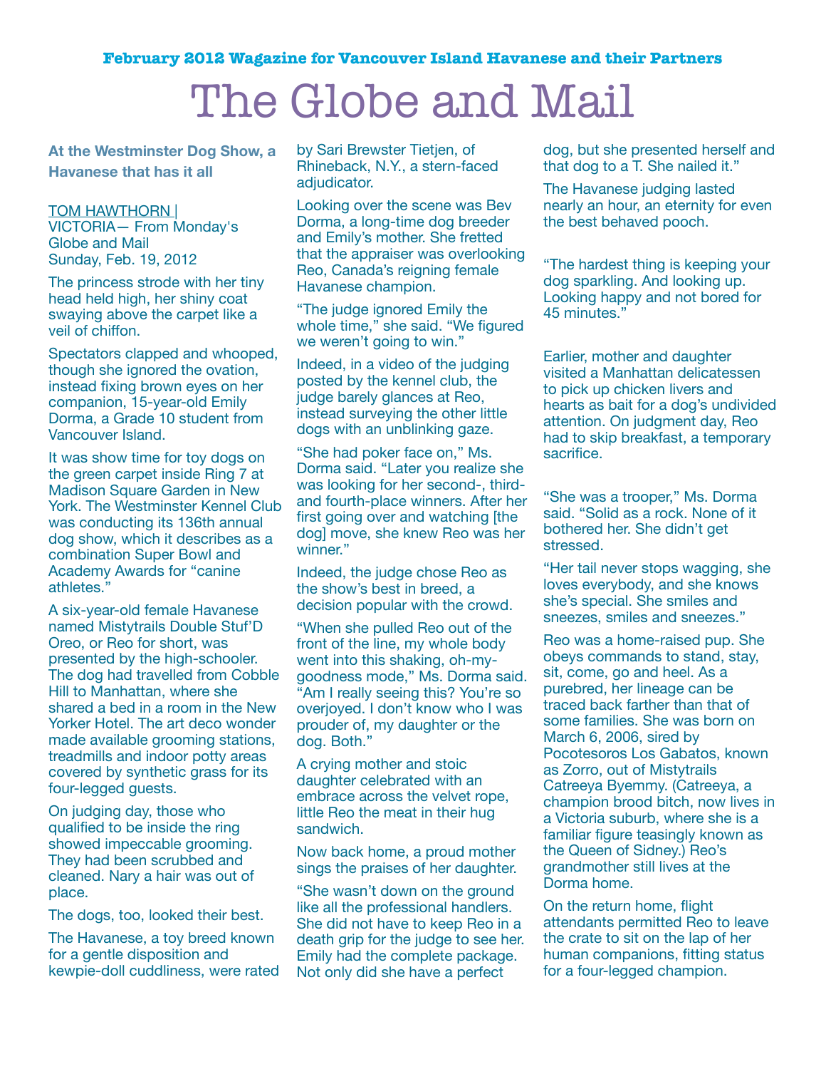February 2012 Wagazine for Vancouver Island Havanese and their Partners

# The Globe and Mail

**At the Westminster Dog Show, a Havanese that has it all**

TOM HAWTHORN |
VICTORIA— From Monday's Globe and Mail
Sunday, Feb. 19, 2012

The princess strode with her tiny head held high, her shiny coat swaying above the carpet like a veil of chiffon.

Spectators clapped and whooped, though she ignored the ovation, instead fixing brown eyes on her companion, 15-year-old Emily Dorma, a Grade 10 student from Vancouver Island.

It was show time for toy dogs on the green carpet inside Ring 7 at Madison Square Garden in New York. The Westminster Kennel Club was conducting its 136th annual dog show, which it describes as a combination Super Bowl and Academy Awards for "canine athletes."

A six-year-old female Havanese named Mistytrails Double Stuf'D Oreo, or Reo for short, was presented by the high-schooler. The dog had travelled from Cobble Hill to Manhattan, where she shared a bed in a room in the New Yorker Hotel. The art deco wonder made available grooming stations, treadmills and indoor potty areas covered by synthetic grass for its four-legged guests.

On judging day, those who qualified to be inside the ring showed impeccable grooming. They had been scrubbed and cleaned. Nary a hair was out of place.

The dogs, too, looked their best.

The Havanese, a toy breed known for a gentle disposition and kewpie-doll cuddliness, were rated by Sari Brewster Tietjen, of Rhineback, N.Y., a stern-faced adjudicator.

Looking over the scene was Bev Dorma, a long-time dog breeder and Emily's mother. She fretted that the appraiser was overlooking Reo, Canada's reigning female Havanese champion.

"The judge ignored Emily the whole time," she said. "We figured we weren't going to win."

Indeed, in a video of the judging posted by the kennel club, the judge barely glances at Reo, instead surveying the other little dogs with an unblinking gaze.

"She had poker face on," Ms. Dorma said. "Later you realize she was looking for her second-, third- and fourth-place winners. After her first going over and watching [the dog] move, she knew Reo was her winner."

Indeed, the judge chose Reo as the show's best in breed, a decision popular with the crowd.

"When she pulled Reo out of the front of the line, my whole body went into this shaking, oh-my-goodness mode," Ms. Dorma said. "Am I really seeing this? You're so overjoyed. I don't know who I was prouder of, my daughter or the dog. Both."

A crying mother and stoic daughter celebrated with an embrace across the velvet rope, little Reo the meat in their hug sandwich.

Now back home, a proud mother sings the praises of her daughter.

"She wasn't down on the ground like all the professional handlers. She did not have to keep Reo in a death grip for the judge to see her. Emily had the complete package. Not only did she have a perfect dog, but she presented herself and that dog to a T. She nailed it."

The Havanese judging lasted nearly an hour, an eternity for even the best behaved pooch.

"The hardest thing is keeping your dog sparkling. And looking up. Looking happy and not bored for 45 minutes."

Earlier, mother and daughter visited a Manhattan delicatessen to pick up chicken livers and hearts as bait for a dog's undivided attention. On judgment day, Reo had to skip breakfast, a temporary sacrifice.

"She was a trooper," Ms. Dorma said. "Solid as a rock. None of it bothered her. She didn't get stressed.

"Her tail never stops wagging, she loves everybody, and she knows she's special. She smiles and sneezes, smiles and sneezes."

Reo was a home-raised pup. She obeys commands to stand, stay, sit, come, go and heel. As a purebred, her lineage can be traced back farther than that of some families. She was born on March 6, 2006, sired by Pocotesoros Los Gabatos, known as Zorro, out of Mistytrails Catreeya Byemmy. (Catreeya, a champion brood bitch, now lives in a Victoria suburb, where she is a familiar figure teasingly known as the Queen of Sidney.) Reo's grandmother still lives at the Dorma home.

On the return home, flight attendants permitted Reo to leave the crate to sit on the lap of her human companions, fitting status for a four-legged champion.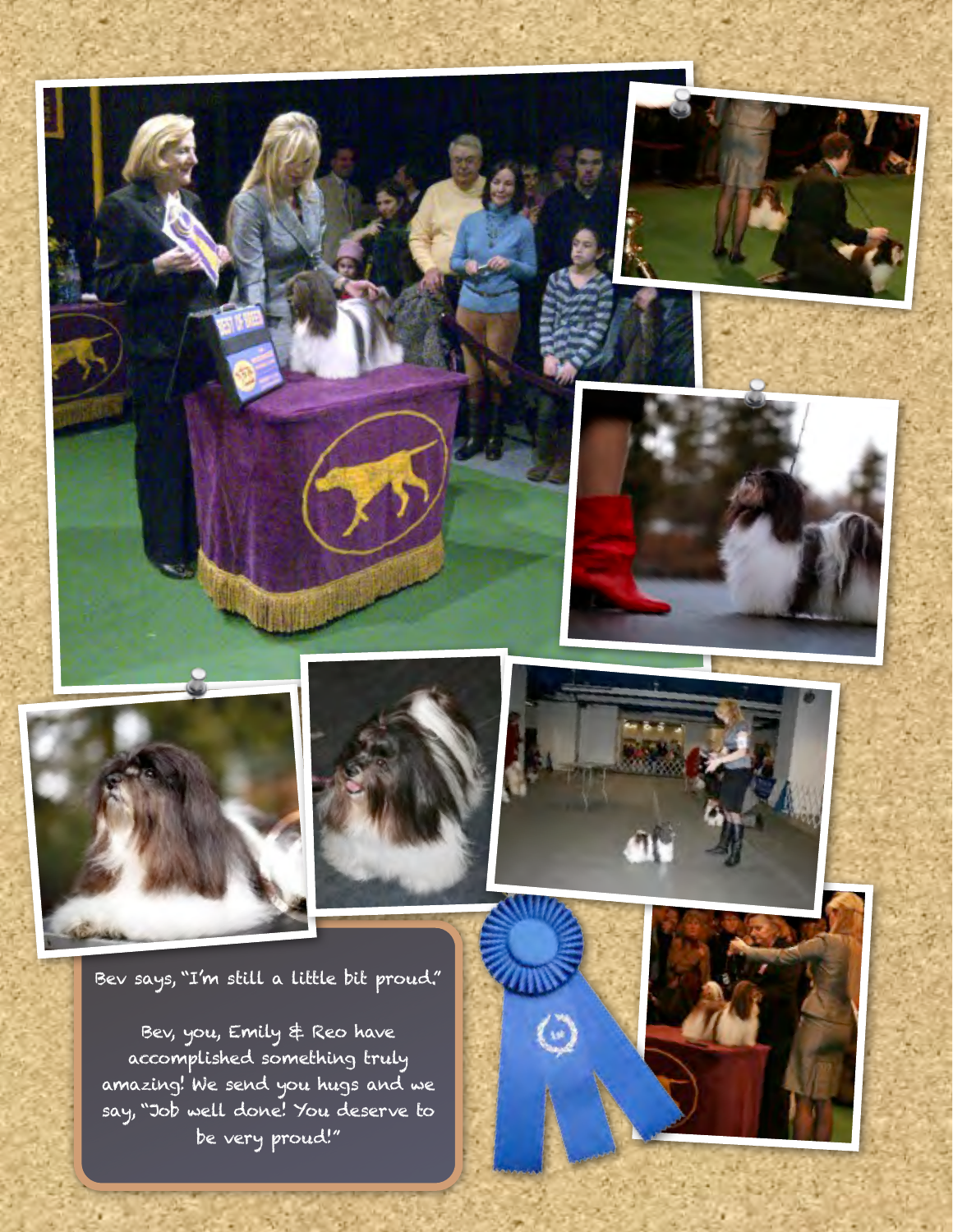Bev says, "I'm still a little bit proud."

Bev, you, Emily & Reo have accomplished something truly amazing! We send you hugs and we say, "Job well done! You deserve to be very proud!"